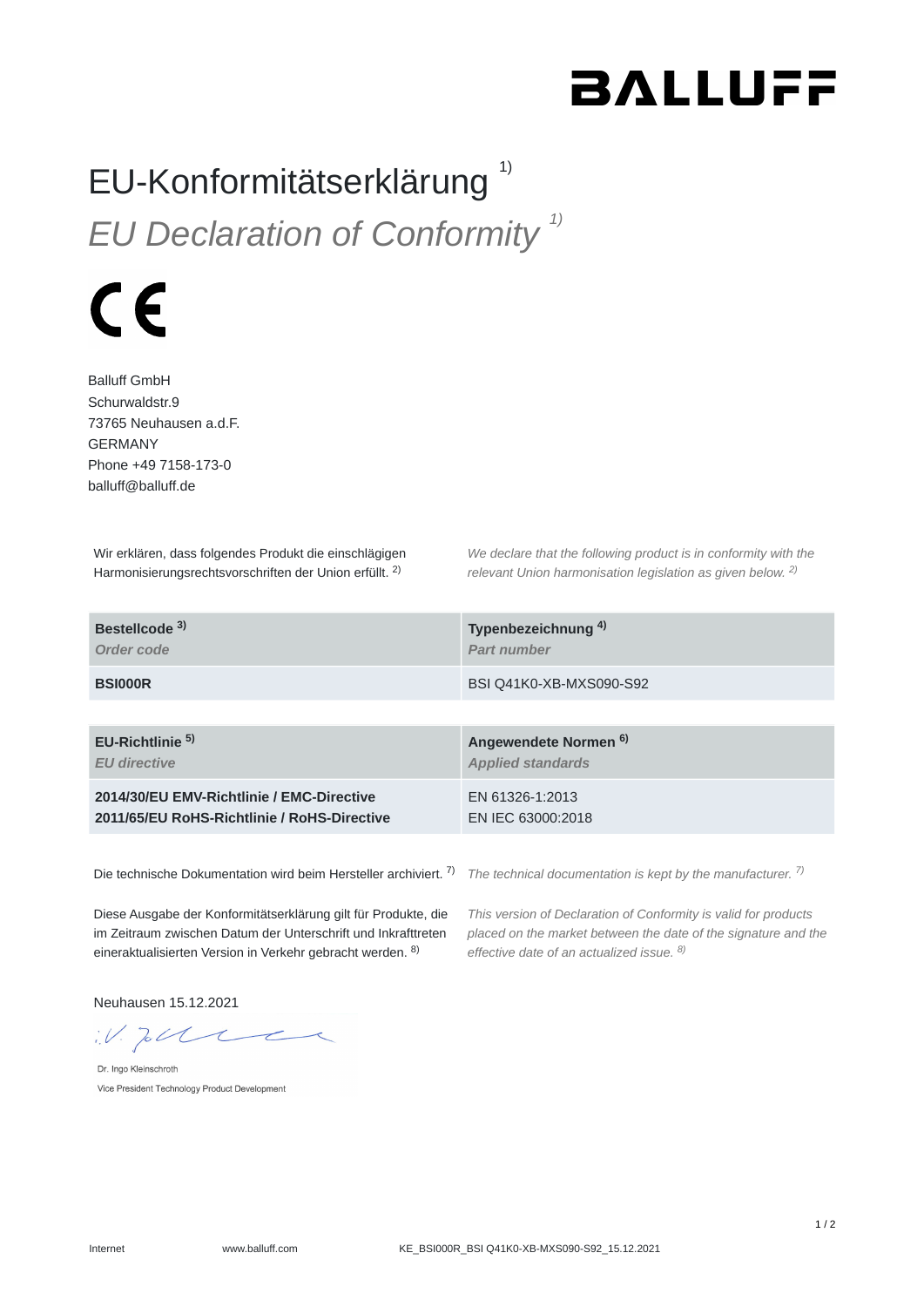BALLUFF

# EU-Konformitätserklärung [1)]

# *EU Declaration of Conformity [1)]*

CE

Balluff GmbH
Schurwaldstr.9
73765 Neuhausen a.d.F.
GERMANY
Phone +49 7158-173-0
balluff@balluff.de

Wir erklären, dass folgendes Produkt die einschlägigen Harmonisierungsrechtsvorschriften der Union erfüllt. [2)]

*We declare that the following product is in conformity with the relevant Union harmonisation legislation as given below. [2)]*

| **Bestellcode [3)]** *Order code* | **Typenbezeichnung [4)]** *Part number* |
|---|---|
| **BSI000R** | BSI Q41K0-XB-MXS090-S92 |

| **EU-Richtlinie [5)]** *EU directive* | **Angewendete Normen [6)]** *Applied standards* |
|---|---|
| **2014/30/EU EMV-Richtlinie / EMC-Directive**<br>**2011/65/EU RoHS-Richtlinie / RoHS-Directive** | EN 61326-1:2013<br>EN IEC 63000:2018 |

Die technische Dokumentation wird beim Hersteller archiviert. [7)]

*The technical documentation is kept by the manufacturer. [7)]*

Diese Ausgabe der Konformitätserklärung gilt für Produkte, die im Zeitraum zwischen Datum der Unterschrift und Inkrafttreten eineraktualisierten Version in Verkehr gebracht werden. [8)]

*This version of Declaration of Conformity is valid for products placed on the market between the date of the signature and the effective date of an actualized issue. [8)]*

Neuhausen 15.12.2021

i.V.

Dr. Ingo Kleinschroth
Vice President Technology Product Development

Internet www.balluff.com KE_BSI000R_BSI Q41K0-XB-MXS090-S92_15.12.2021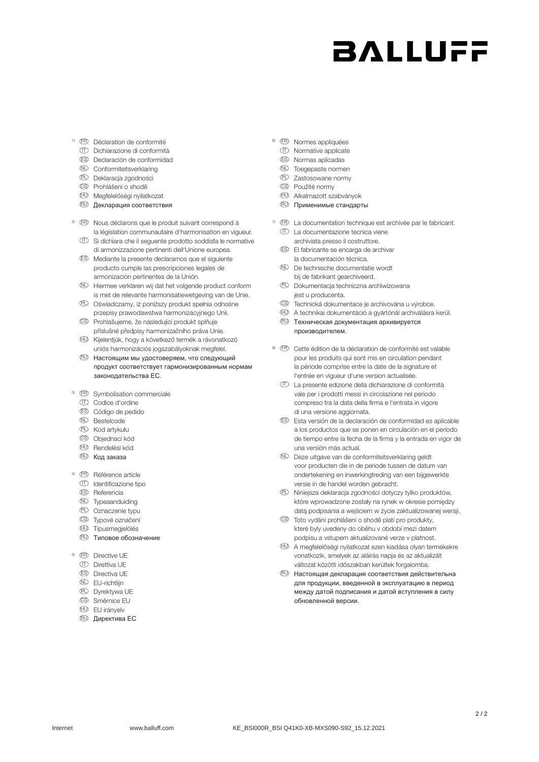# BALLUFF

1) (FR) Déclaration de conformité
(IT) Dichiarazione di conformità
(ES) Declaración de conformidad
(NL) Conformiteitsverklaring
(PL) Deklaracja zgodności
(CS) Prohlášení o shodě
(HU) Megfelelőségi nyilatkozat
(RU) Декларация соответствия

2) (FR) Nous déclarons que le produit suivant correspond à la législation communautaire d'harmonisation en vigueur.
(IT) Si dichiara che il seguente prodotto soddisfa le normative di armonizzazione pertinenti dell'Unione europea.
(ES) Mediante la presente declaramos que el siguiente producto cumple las prescripciones legales de armonización pertinentes de la Unión.
(NL) Hiermee verklaren wij dat het volgende product conform is met de relevante harmonisatiewetgeving van de Unie.
(PL) Oświadczamy, iż poniższy produkt spełnia odnośne przepisy prawodawstwa harmonizacyjnego Unii.
(CS) Prohlašujeme, že následující produkt splňuje příslušné předpisy harmonizačního práva Unie.
(HU) Kijelentjük, hogy a következő termék a rávonatkozó uniós harmonizációs jogszabályoknak megfelel.
(RU) Настоящим мы удостоверяем, что следующий продукт соответствует гармонизированным нормам законодательства ЕС.

3) (FR) Symbolisation commerciale
(IT) Codice d'ordine
(ES) Código de pedido
(NL) Bestelcode
(PL) Kod artykułu
(CS) Objednací kód
(HU) Rendelési kód
(RU) Код заказа

4) (FR) Référence article
(IT) Identificazione tipo
(ES) Referencia
(NL) Typeaanduiding
(PL) Oznaczenie typu
(CS) Typové označení
(HU) Típusmegjelölés
(RU) Типовое обозначение

5) (FR) Directive UE
(IT) Direttiva UE
(ES) Directiva UE
(NL) EU-richtlijn
(PL) Dyrektywa UE
(CS) Směrnice EU
(HU) EU irányelv
(RU) Директива ЕС

6) (FR) Normes appliquées
(IT) Normative applicate
(ES) Normas aplicadas
(NL) Toegepaste normen
(PL) Zastosowane normy
(CS) Použité normy
(HU) Alkalmazott szabványok
(RU) Применимые стандарты

7) (FR) La documentation technique est archivée par le fabricant.
(IT) La documentazione tecnica viene archiviata presso il costruttore.
(ES) El fabricante se encarga de archivar la documentación técnica.
(NL) De technische documentatie wordt bij de fabrikant gearchiveerd.
(PL) Dokumentacja techniczna archiwizowana jest u producenta.
(CS) Technická dokumentace je archivována u výrobce.
(HU) A technikai dokumentáció a gyártónál archiválásra kerül.
(RU) Техническая документация архивируется производителем.

8) (FR) Cette édition de la déclaration de conformité est valable pour les produits qui sont mis en circulation pendant la période comprise entre la date de la signature et l'entrée en vigueur d'une version actualisée.
(IT) La presente edizione della dichiarazione di conformità vale per i prodotti messi in circolazione nel periodo compreso tra la data della firma e l'entrata in vigore di una versione aggiornata.
(ES) Esta versión de la declaración de conformidad es aplicable a los productos que se ponen en circulación en el período de tiempo entre la fecha de la firma y la entrada en vigor de una versión más actual.
(NL) Deze uitgave van de conformiteitsverklaring geldt voor producten die in de periode tussen de datum van ondertekening en inwerkingtreding van een bijgewerkte versie in de handel worden gebracht.
(PL) Niniejsza deklaracja zgodności dotyczy tylko produktów, które wprowadzone zostały na rynek w okresie pomiędzy datą podpisania a wejściem w życie zaktualizowanej wersji.
(CS) Toto vydání prohlášení o shodě platí pro produkty, které byly uvedeny do oběhu v období mezi datem podpisu a vstupem aktualizované verze v platnost.
(HU) A megfelelőségi nyilatkozat ezen kiadása olyan termékekre vonatkozik, amelyek az aláírás napja és az aktualizált változat közötti időszakban kerültek forgalomba.
(RU) Настоящая декларация соответствия действительна для продукции, введенной в эксплуатацию в период между датой подписания и датой вступления в силу обновленной версии.

Internet www.balluff.com KE_BSI000R_BSI Q41K0-XB-MXS090-S92_15.12.2021